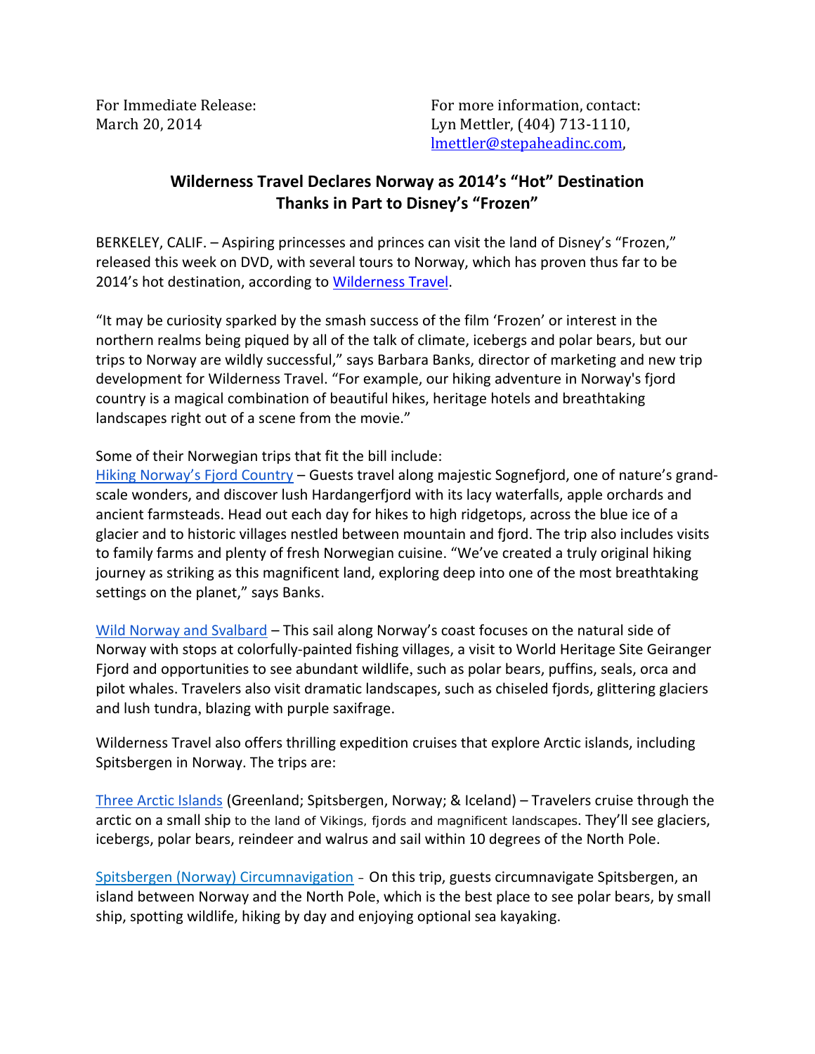For Immediate Release:
March 20, 2014

For more information, contact:
Lyn Mettler, (404) 713-1110,
lmettler@stepaheadinc.com,

## Wilderness Travel Declares Norway as 2014's "Hot" Destination Thanks in Part to Disney's "Frozen"

BERKELEY, CALIF. – Aspiring princesses and princes can visit the land of Disney's "Frozen," released this week on DVD, with several tours to Norway, which has proven thus far to be 2014's hot destination, according to Wilderness Travel.

"It may be curiosity sparked by the smash success of the film 'Frozen' or interest in the northern realms being piqued by all of the talk of climate, icebergs and polar bears, but our trips to Norway are wildly successful," says Barbara Banks, director of marketing and new trip development for Wilderness Travel. "For example, our hiking adventure in Norway's fjord country is a magical combination of beautiful hikes, heritage hotels and breathtaking landscapes right out of a scene from the movie."

Some of their Norwegian trips that fit the bill include:
Hiking Norway's Fjord Country – Guests travel along majestic Sognefjord, one of nature's grand-scale wonders, and discover lush Hardangerfjord with its lacy waterfalls, apple orchards and ancient farmsteads. Head out each day for hikes to high ridgetops, across the blue ice of a glacier and to historic villages nestled between mountain and fjord. The trip also includes visits to family farms and plenty of fresh Norwegian cuisine. "We've created a truly original hiking journey as striking as this magnificent land, exploring deep into one of the most breathtaking settings on the planet," says Banks.

Wild Norway and Svalbard – This sail along Norway's coast focuses on the natural side of Norway with stops at colorfully-painted fishing villages, a visit to World Heritage Site Geiranger Fjord and opportunities to see abundant wildlife, such as polar bears, puffins, seals, orca and pilot whales. Travelers also visit dramatic landscapes, such as chiseled fjords, glittering glaciers and lush tundra, blazing with purple saxifrage.

Wilderness Travel also offers thrilling expedition cruises that explore Arctic islands, including Spitsbergen in Norway. The trips are:

Three Arctic Islands (Greenland; Spitsbergen, Norway; & Iceland) – Travelers cruise through the arctic on a small ship to the land of Vikings, fjords and magnificent landscapes. They'll see glaciers, icebergs, polar bears, reindeer and walrus and sail within 10 degrees of the North Pole.

Spitsbergen (Norway) Circumnavigation – On this trip, guests circumnavigate Spitsbergen, an island between Norway and the North Pole, which is the best place to see polar bears, by small ship, spotting wildlife, hiking by day and enjoying optional sea kayaking.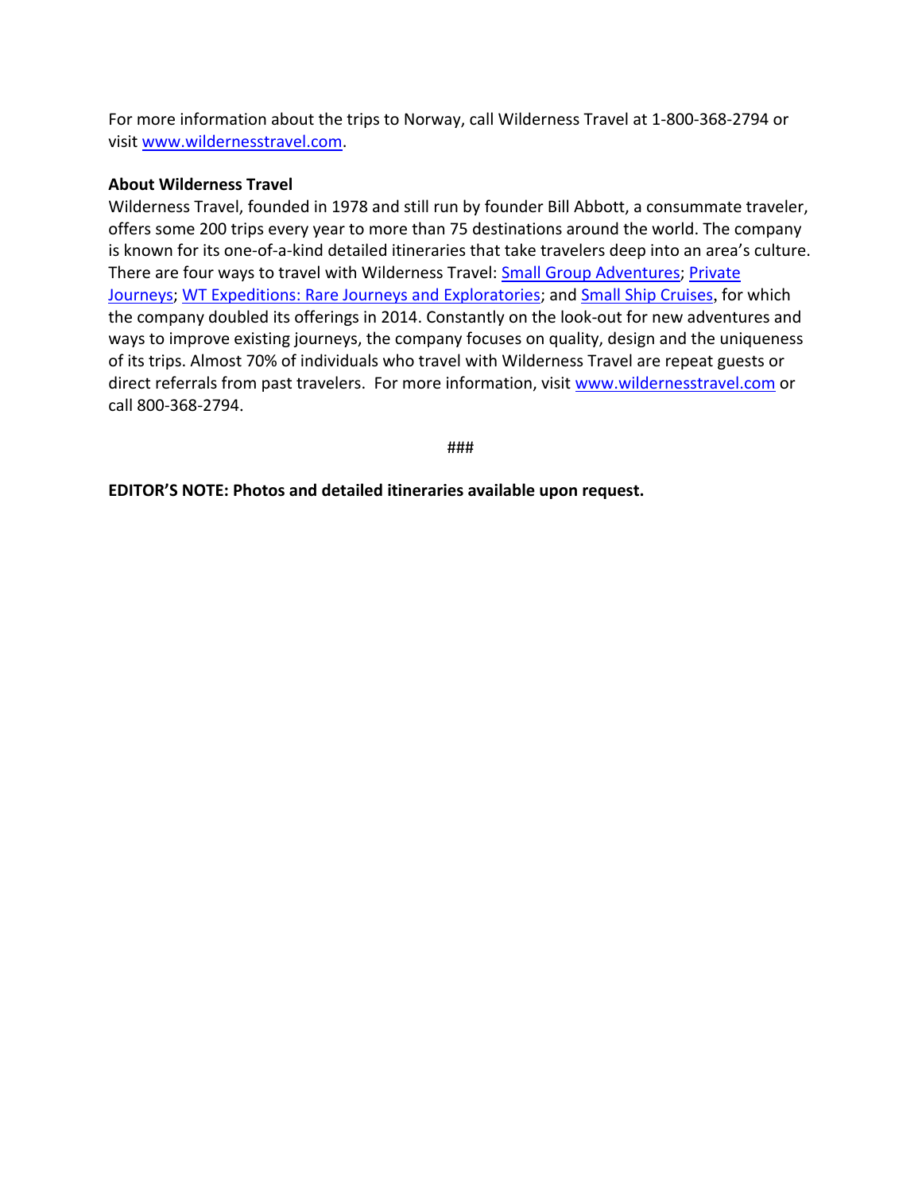For more information about the trips to Norway, call Wilderness Travel at 1-800-368-2794 or visit www.wildernesstravel.com.

**About Wilderness Travel**

Wilderness Travel, founded in 1978 and still run by founder Bill Abbott, a consummate traveler, offers some 200 trips every year to more than 75 destinations around the world. The company is known for its one-of-a-kind detailed itineraries that take travelers deep into an area's culture. There are four ways to travel with Wilderness Travel: Small Group Adventures; Private Journeys; WT Expeditions: Rare Journeys and Exploratories; and Small Ship Cruises, for which the company doubled its offerings in 2014. Constantly on the look-out for new adventures and ways to improve existing journeys, the company focuses on quality, design and the uniqueness of its trips. Almost 70% of individuals who travel with Wilderness Travel are repeat guests or direct referrals from past travelers. For more information, visit www.wildernesstravel.com or call 800-368-2794.

###

**EDITOR'S NOTE: Photos and detailed itineraries available upon request.**